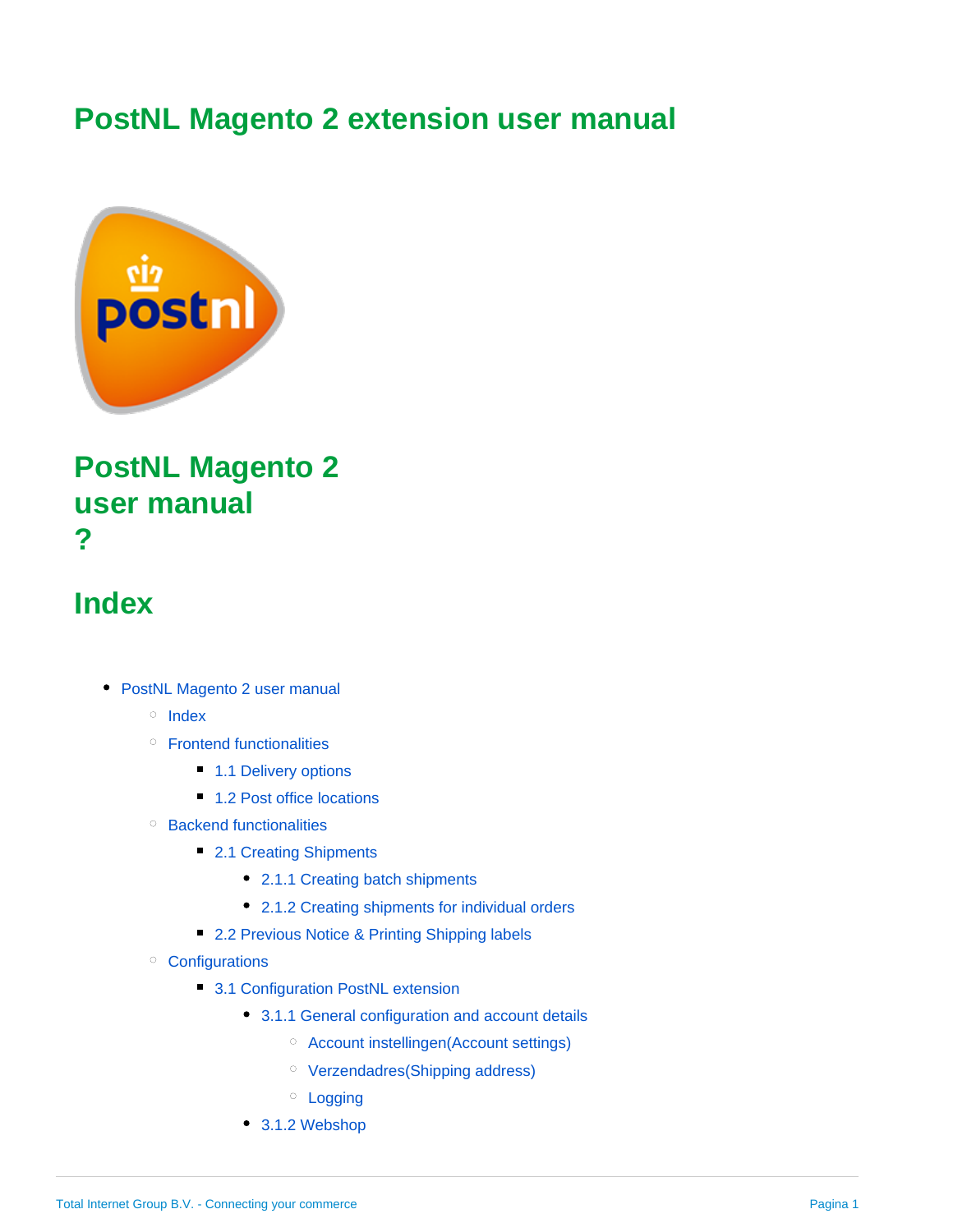# PostNL Magento 2 extension user manual

## PostNL Magento 2 user manual ?

## Index

- PostNL Magento 2 user manual
    - Index
    - Frontend functionalities
        - 1.1 Delivery options
        - 1.2 Post office locations
    - Backend functionalities
        - 2.1 Creating Shipments
            - 2.1.1 Creating batch shipments
            - 2.1.2 Creating shipments for individual orders
        - 2.2 Previous Notice & Printing Shipping labels
    - Configurations
        - 3.1 Configuration PostNL extension
            - 3.1.1 General configuration and account details
                - Account instellingen(Account settings)
                - Verzendadres(Shipping address)
                - Logging
            - 3.1.2 Webshop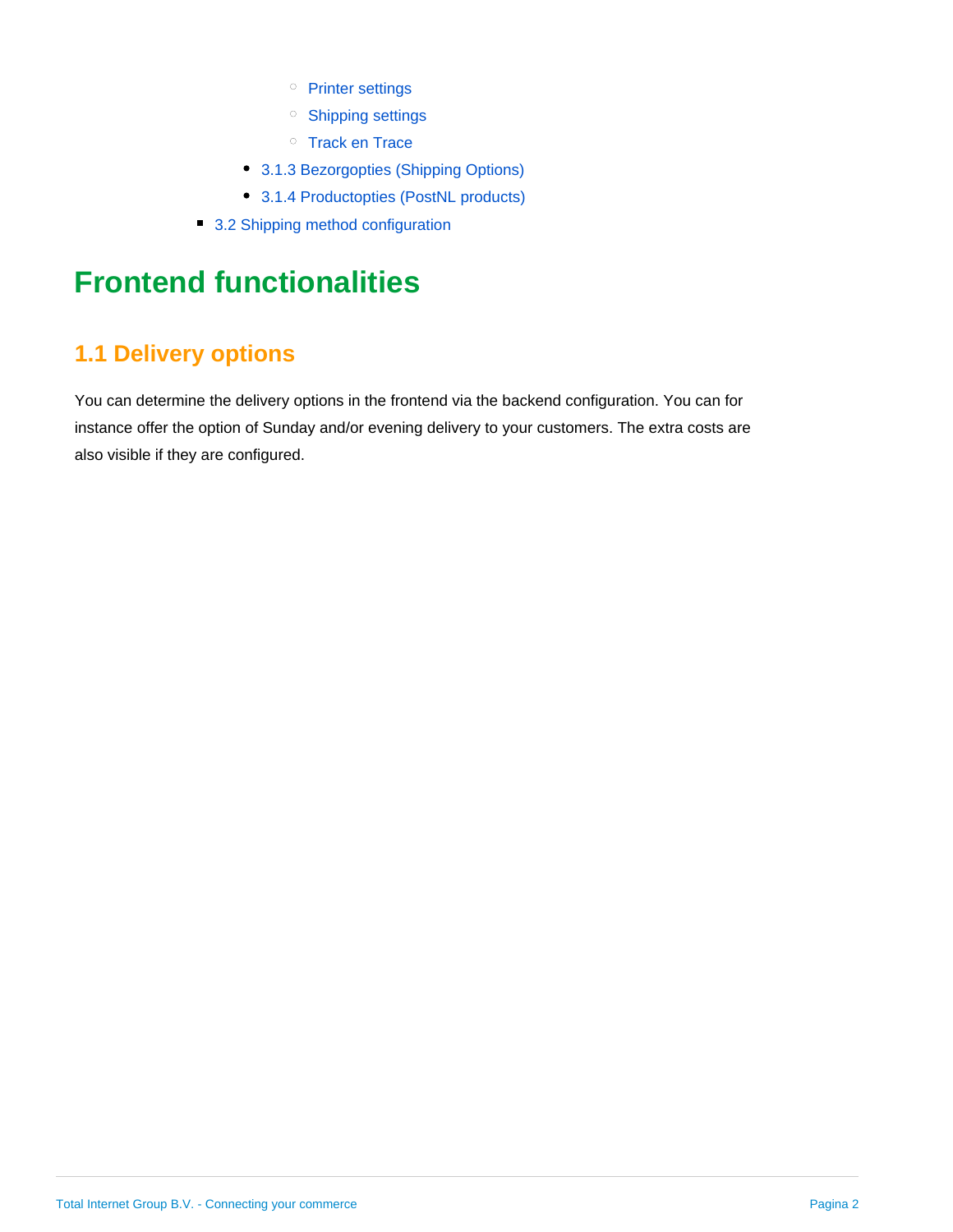- Printer settings
        - Shipping settings
        - Track en Trace
      - 3.1.3 Bezorgopties (Shipping Options)
      - 3.1.4 Productopties (PostNL products)
    - 3.2 Shipping method configuration

# Frontend functionalities

## 1.1 Delivery options

You can determine the delivery options in the frontend via the backend configuration. You can for instance offer the option of Sunday and/or evening delivery to your customers. The extra costs are also visible if they are configured.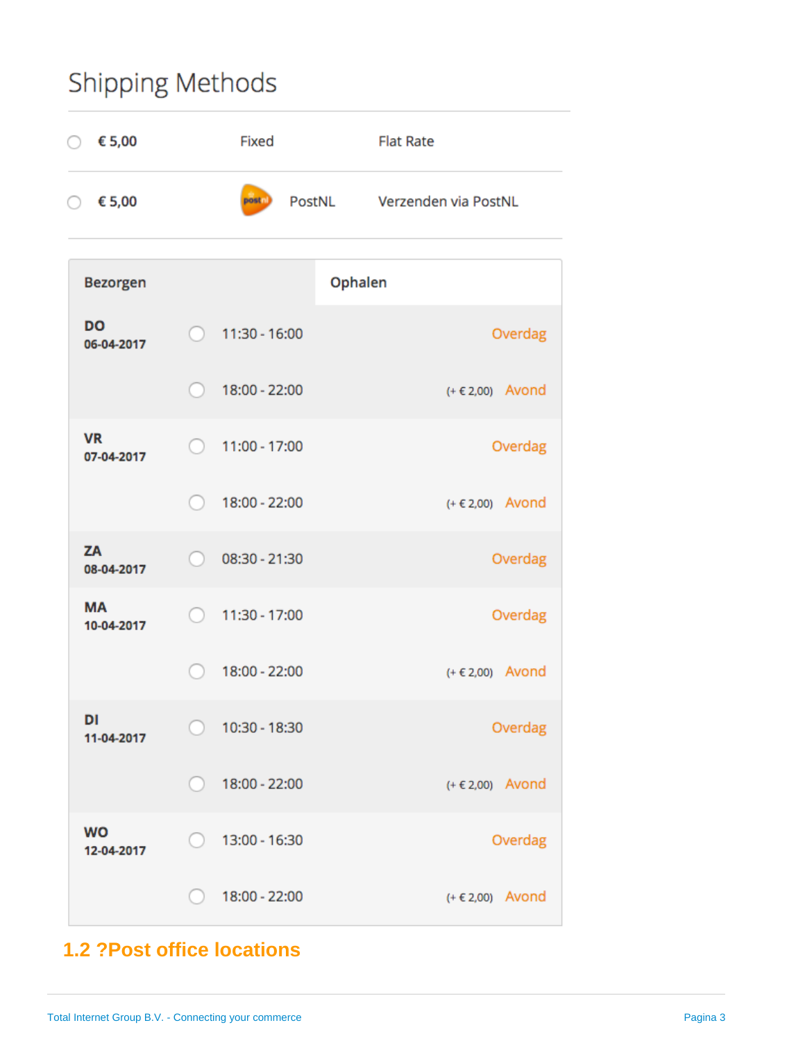## Shipping Methods

| | | | |
|---|---|---|---|
| ○ | **€ 5,00** | Fixed | Flat Rate |
| ○ | **€ 5,00** | PostNL | Verzenden via PostNL |

| **Bezorgen** | **Ophalen** | | |
|---|---|---|---|
| **DO** 06-04-2017 | ○ | 11:30 - 16:00 | Overdag |
| | ○ | 18:00 - 22:00 | (+ € 2,00) Avond |
| **VR** 07-04-2017 | ○ | 11:00 - 17:00 | Overdag |
| | ○ | 18:00 - 22:00 | (+ € 2,00) Avond |
| **ZA** 08-04-2017 | ○ | 08:30 - 21:30 | Overdag |
| **MA** 10-04-2017 | ○ | 11:30 - 17:00 | Overdag |
| | ○ | 18:00 - 22:00 | (+ € 2,00) Avond |
| **DI** 11-04-2017 | ○ | 10:30 - 18:30 | Overdag |
| | ○ | 18:00 - 22:00 | (+ € 2,00) Avond |
| **WO** 12-04-2017 | ○ | 13:00 - 16:30 | Overdag |
| | ○ | 18:00 - 22:00 | (+ € 2,00) Avond |

## 1.2 ?Post office locations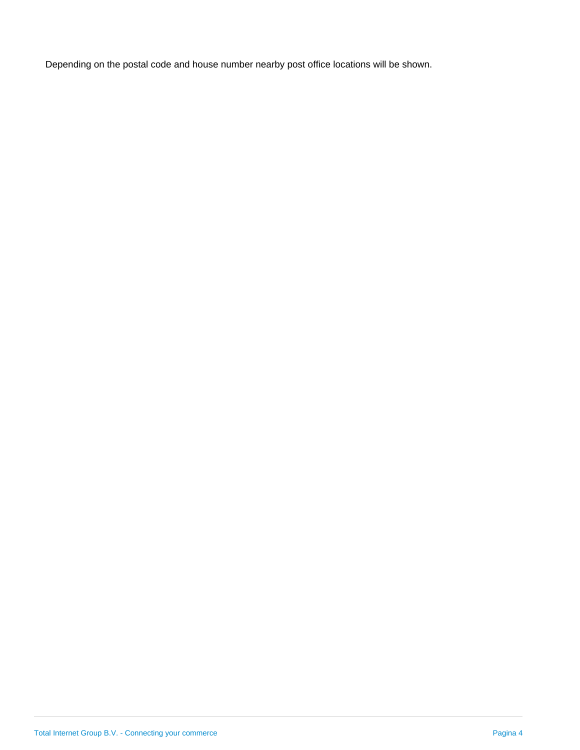Depending on the postal code and house number nearby post office locations will be shown.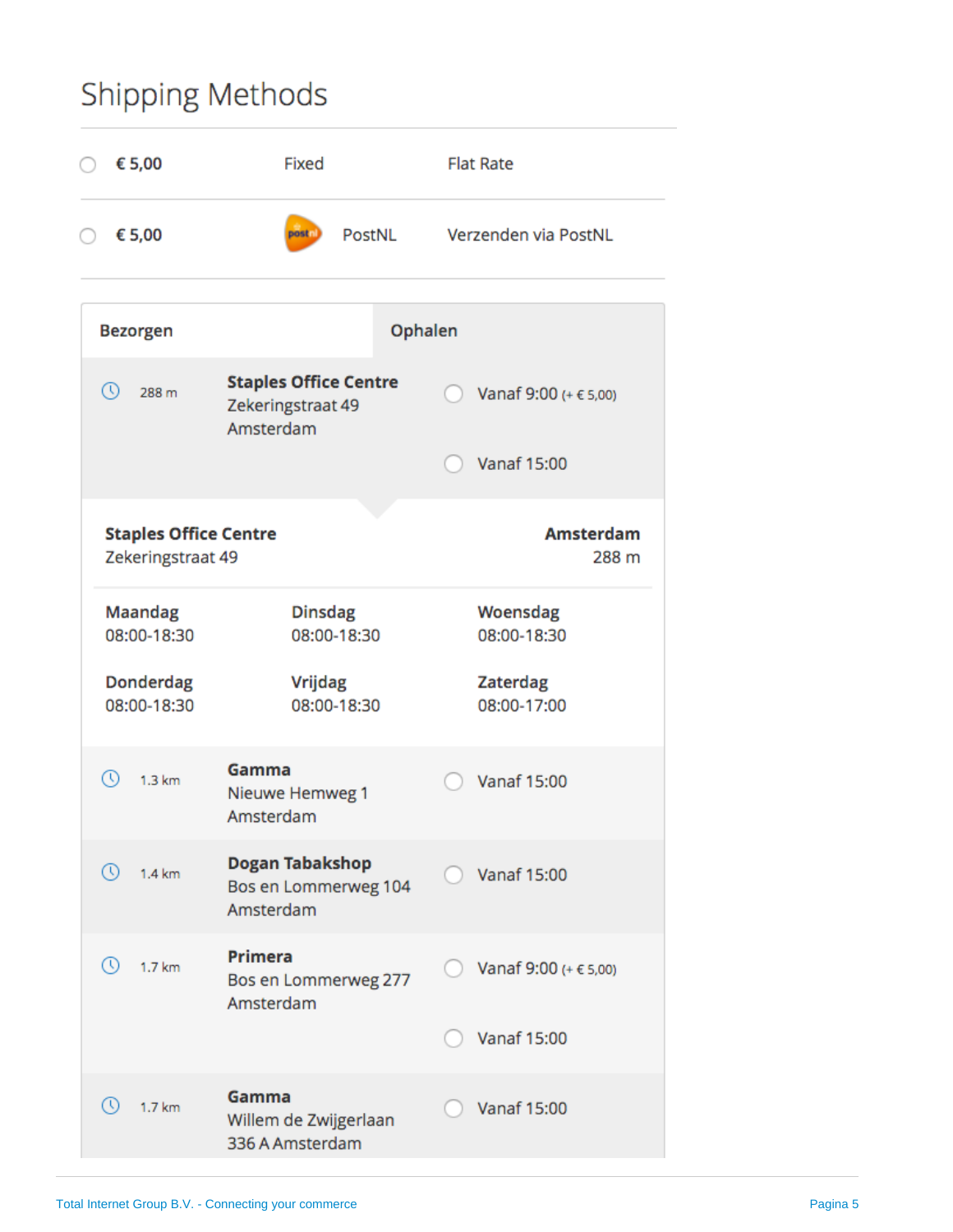# Shipping Methods

| | | | |
|---|---|---|---|
| ○ | **€ 5,00** | Fixed | Flat Rate |
| ○ | **€ 5,00** | PostNL | Verzenden via PostNL |

**Bezorgen** | **Ophalen**

| Afstand | Locatie | Opties |
|---|---|---|
| 288 m | **Staples Office Centre** Zekeringstraat 49 Amsterdam | ○ Vanaf 9:00 (+ € 5,00)<br>○ Vanaf 15:00 |

**Staples Office Centre**
Zekeringstraat 49

**Amsterdam**
288 m

| | | |
|---|---|---|
| **Maandag** 08:00-18:30 | **Dinsdag** 08:00-18:30 | **Woensdag** 08:00-18:30 |
| **Donderdag** 08:00-18:30 | **Vrijdag** 08:00-18:30 | **Zaterdag** 08:00-17:00 |

| Afstand | Locatie | Opties |
|---|---|---|
| 1.3 km | **Gamma** Nieuwe Hemweg 1 Amsterdam | ○ Vanaf 15:00 |
| 1.4 km | **Dogan Tabakshop** Bos en Lommerweg 104 Amsterdam | ○ Vanaf 15:00 |
| 1.7 km | **Primera** Bos en Lommerweg 277 Amsterdam | ○ Vanaf 9:00 (+ € 5,00)<br>○ Vanaf 15:00 |
| 1.7 km | **Gamma** Willem de Zwijgerlaan 336 A Amsterdam | ○ Vanaf 15:00 |

Total Internet Group B.V. - Connecting your commerce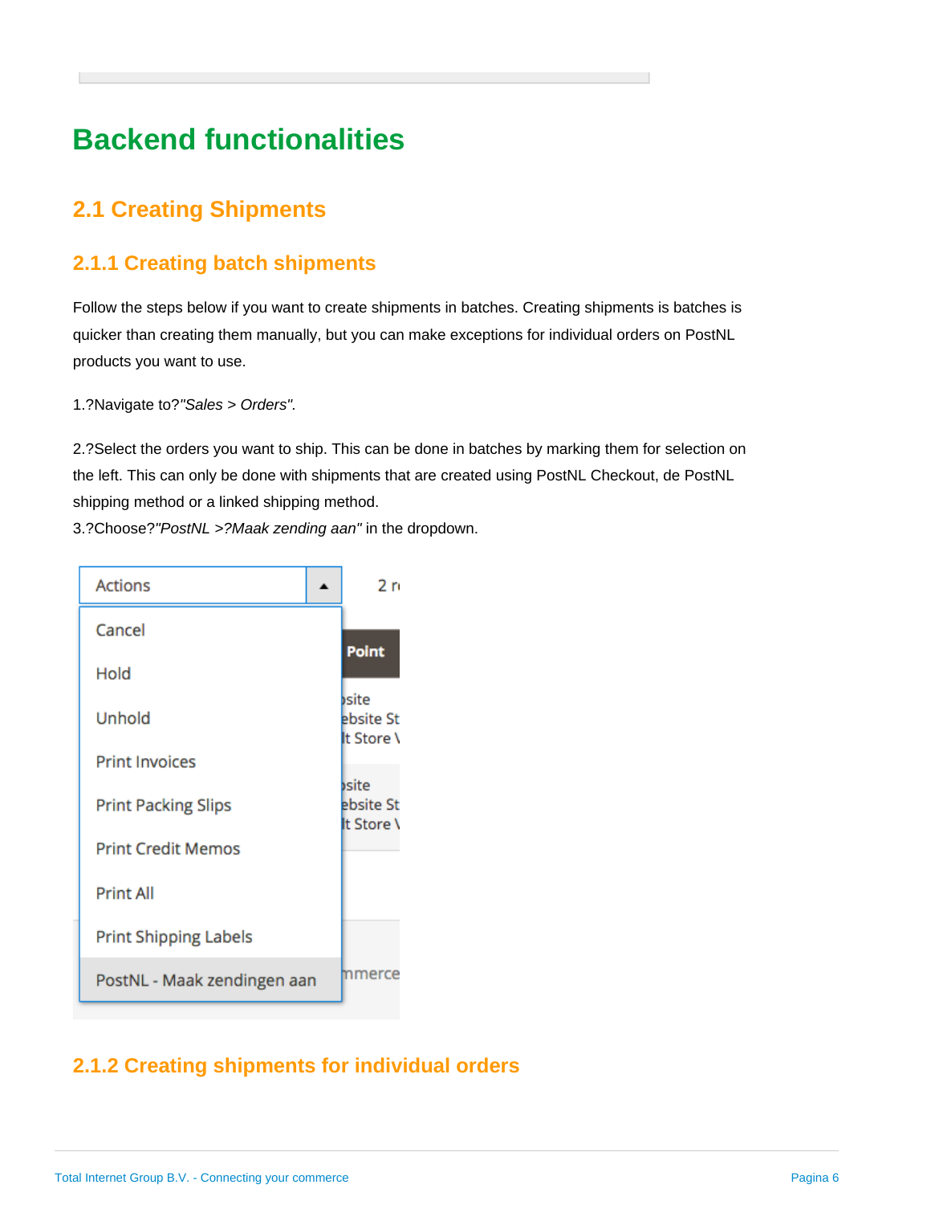# Backend functionalities

## 2.1 Creating Shipments

### 2.1.1 Creating batch shipments

Follow the steps below if you want to create shipments in batches. Creating shipments is batches is quicker than creating them manually, but you can make exceptions for individual orders on PostNL products you want to use.

1.?Navigate to?*"Sales > Orders".*

2.?Select the orders you want to ship. This can be done in batches by marking them for selection on the left. This can only be done with shipments that are created using PostNL Checkout, de PostNL shipping method or a linked shipping method.
3.?Choose?*"PostNL >?Maak zending aan"* in the dropdown.

### 2.1.2 Creating shipments for individual orders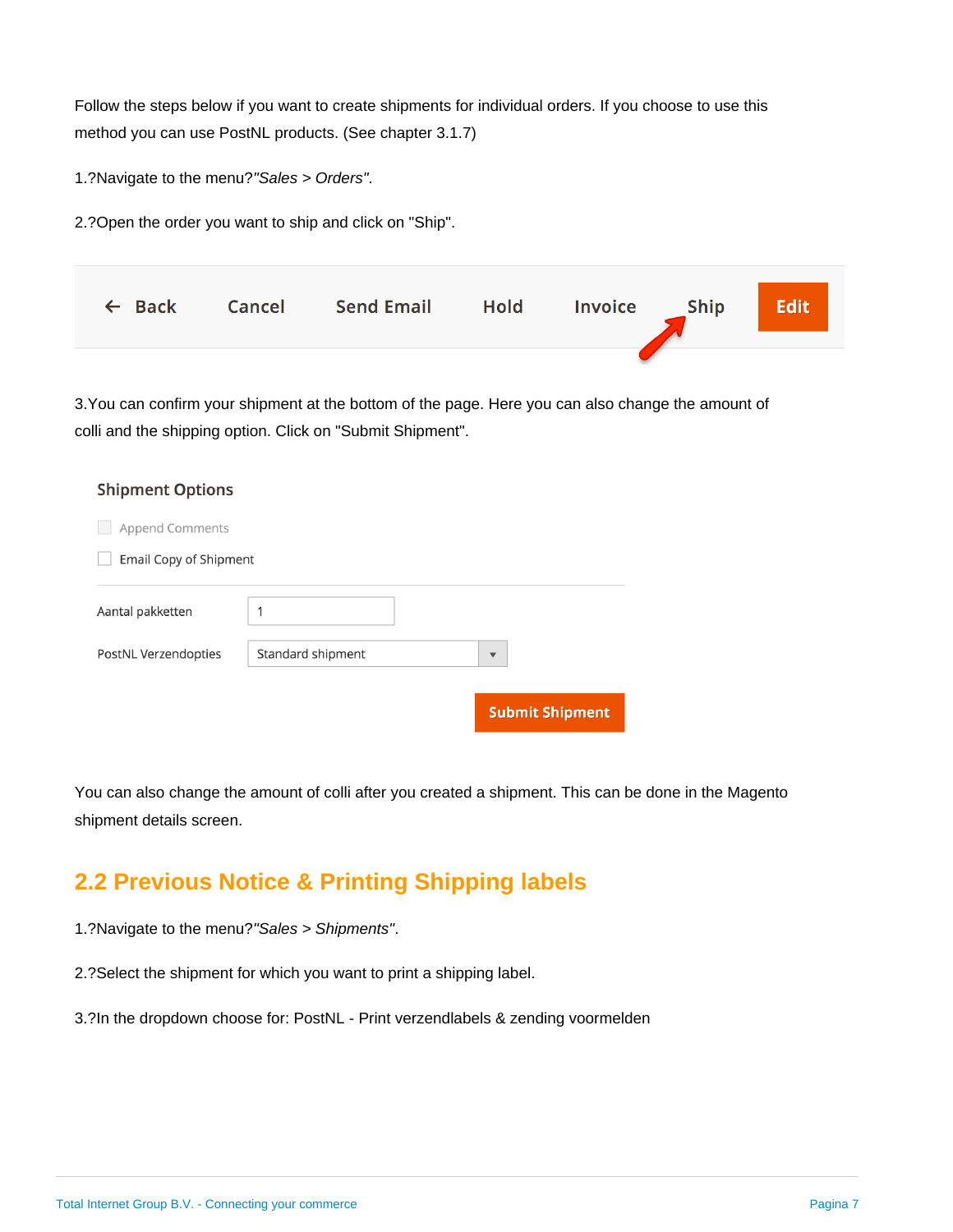Follow the steps below if you want to create shipments for individual orders. If you choose to use this method you can use PostNL products. (See chapter 3.1.7)

1.?Navigate to the menu?*"Sales > Orders"*.

2.?Open the order you want to ship and click on "Ship".

3.You can confirm your shipment at the bottom of the page. Here you can also change the amount of colli and the shipping option. Click on "Submit Shipment".

You can also change the amount of colli after you created a shipment. This can be done in the Magento shipment details screen.

## 2.2 Previous Notice & Printing Shipping labels

1.?Navigate to the menu?*"Sales > Shipments"*.

2.?Select the shipment for which you want to print a shipping label.

3.?In the dropdown choose for: PostNL - Print verzendlabels & zending voormelden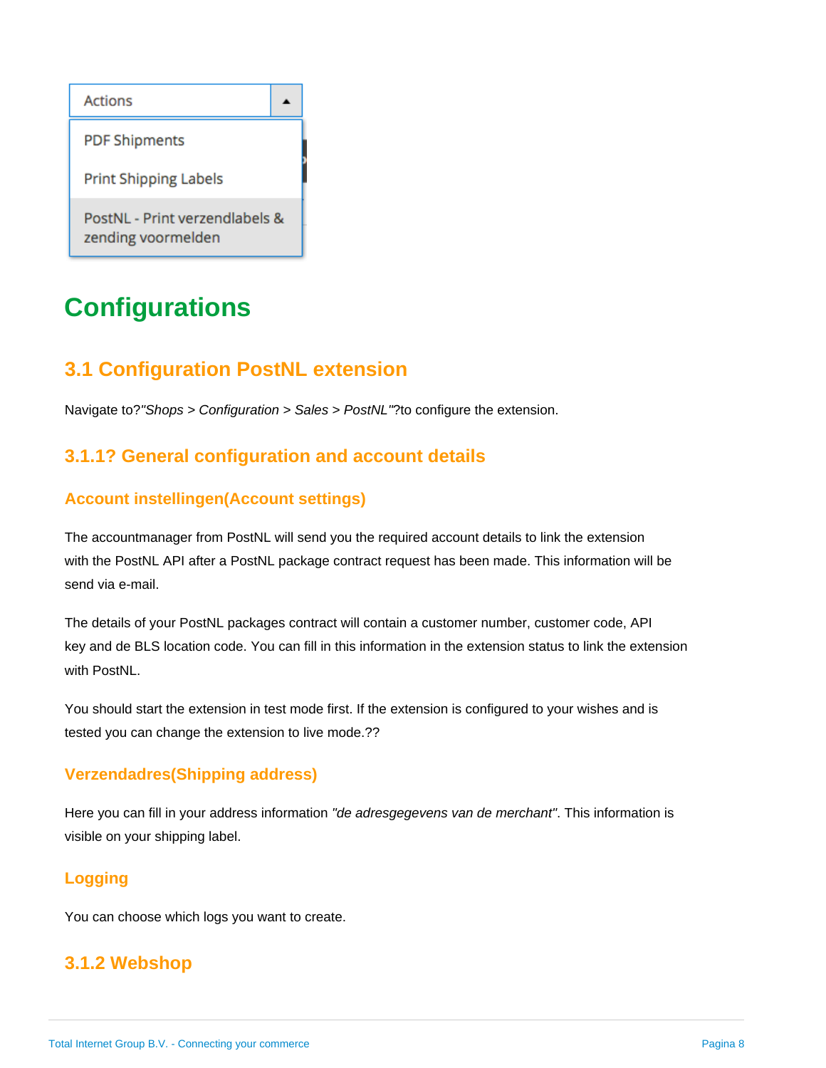Actions

PDF Shipments

Print Shipping Labels

PostNL - Print verzendlabels & zending voormelden

# Configurations

## 3.1 Configuration PostNL extension

Navigate to?*"Shops > Configuration > Sales > PostNL"*?to configure the extension.

### 3.1.1? General configuration and account details

#### Account instellingen(Account settings)

The accountmanager from PostNL will send you the required account details to link the extension with the PostNL API after a PostNL package contract request has been made. This information will be send via e-mail.

The details of your PostNL packages contract will contain a customer number, customer code, API key and de BLS location code. You can fill in this information in the extension status to link the extension with PostNL.

You should start the extension in test mode first. If the extension is configured to your wishes and is tested you can change the extension to live mode.??

#### Verzendadres(Shipping address)

Here you can fill in your address information *"de adresgegevens van de merchant"*. This information is visible on your shipping label.

#### Logging

You can choose which logs you want to create.

### 3.1.2 Webshop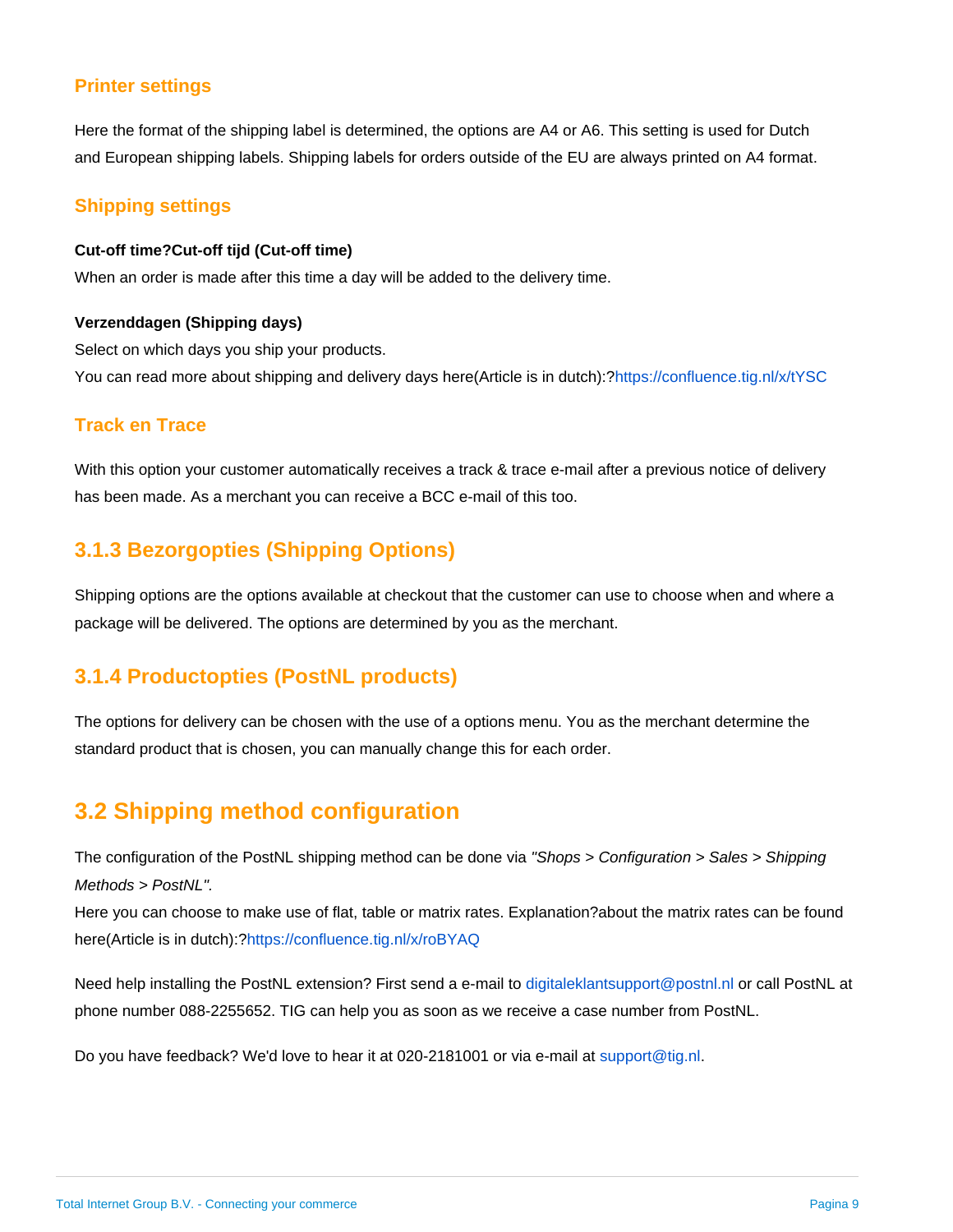### Printer settings

Here the format of the shipping label is determined, the options are A4 or A6. This setting is used for Dutch and European shipping labels. Shipping labels for orders outside of the EU are always printed on A4 format.

### Shipping settings

**Cut-off time?Cut-off tijd (Cut-off time)**
When an order is made after this time a day will be added to the delivery time.

**Verzenddagen (Shipping days)**
Select on which days you ship your products.
You can read more about shipping and delivery days here(Article is in dutch):?https://confluence.tig.nl/x/tYSC

### Track en Trace

With this option your customer automatically receives a track & trace e-mail after a previous notice of delivery has been made. As a merchant you can receive a BCC e-mail of this too.

## 3.1.3 Bezorgopties (Shipping Options)

Shipping options are the options available at checkout that the customer can use to choose when and where a package will be delivered. The options are determined by you as the merchant.

## 3.1.4 Productopties (PostNL products)

The options for delivery can be chosen with the use of a options menu. You as the merchant determine the standard product that is chosen, you can manually change this for each order.

# 3.2 Shipping method configuration

The configuration of the PostNL shipping method can be done via *"Shops > Configuration > Sales > Shipping Methods > PostNL"*.
Here you can choose to make use of flat, table or matrix rates. Explanation?about the matrix rates can be found here(Article is in dutch):?https://confluence.tig.nl/x/roBYAQ

Need help installing the PostNL extension? First send a e-mail to digitaleklantsupport@postnl.nl or call PostNL at phone number 088-2255652. TIG can help you as soon as we receive a case number from PostNL.

Do you have feedback? We'd love to hear it at 020-2181001 or via e-mail at support@tig.nl.